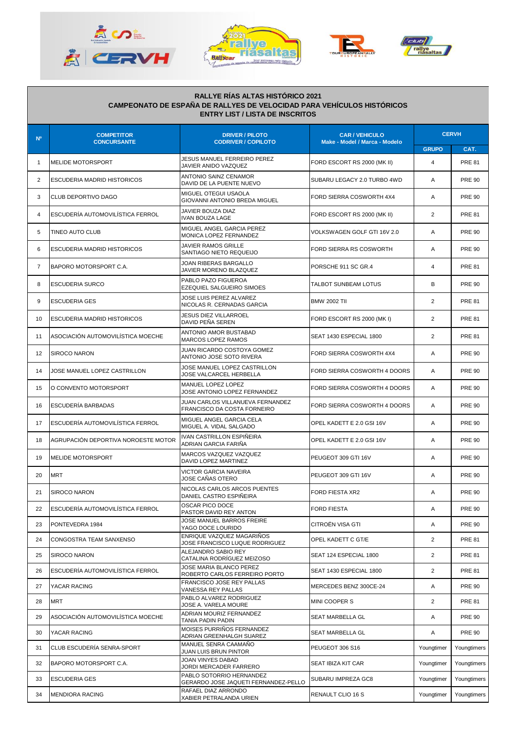**RALLYE RÍAS ALTAS HISTÓRICO 2021**
**CAMPEONATO DE ESPAÑA DE RALLYES DE VELOCIDAD PARA VEHÍCULOS HISTÓRICOS**
**ENTRY LIST / LISTA DE INSCRITOS**

| Nº | COMPETITOR CONCURSANTE | DRIVER / PILOTO CODRIVER / COPILOTO | CAR / VEHICULO Make - Model / Marca - Modelo | CERVH | |
|---|---|---|---|---|---|
| | | | | GRUPO | CAT. |
| 1 | MELIDE MOTORSPORT | JESUS MANUEL FERREIRO PEREZ<br>JAVIER ANIDO VAZQUEZ | FORD ESCORT RS 2000 (MK II) | 4 | PRE 81 |
| 2 | ESCUDERIA MADRID HISTORICOS | ANTONIO SAINZ CENAMOR<br>DAVID DE LA PUENTE NUEVO | SUBARU LEGACY 2.0 TURBO 4WD | A | PRE 90 |
| 3 | CLUB DEPORTIVO DAGO | MIGUEL OTEGUI USAOLA<br>GIOVANNI ANTONIO BREDA MIGUEL | FORD SIERRA COSWORTH 4X4 | A | PRE 90 |
| 4 | ESCUDERÍA AUTOMOVILÍSTICA FERROL | JAVIER BOUZA DIAZ<br>IVAN BOUZA LAGE | FORD ESCORT RS 2000 (MK II) | 2 | PRE 81 |
| 5 | TINEO AUTO CLUB | MIGUEL ANGEL GARCIA PEREZ<br>MONICA LOPEZ FERNANDEZ | VOLKSWAGEN GOLF GTI 16V 2.0 | A | PRE 90 |
| 6 | ESCUDERIA MADRID HISTORICOS | JAVIER RAMOS GRILLE<br>SANTIAGO NIETO REQUEIJO | FORD SIERRA RS COSWORTH | A | PRE 90 |
| 7 | BAPORO MOTORSPORT C.A. | JOAN RIBERAS BARGALLO<br>JAVIER MORENO BLAZQUEZ | PORSCHE 911 SC GR.4 | 4 | PRE 81 |
| 8 | ESCUDERIA SURCO | PABLO PAZO FIGUEROA<br>EZEQUIEL SALGUEIRO SIMOES | TALBOT SUNBEAM LOTUS | B | PRE 90 |
| 9 | ESCUDERIA GES | JOSE LUIS PEREZ ALVAREZ<br>NICOLAS R. CERNADAS GARCIA | BMW 2002 TII | 2 | PRE 81 |
| 10 | ESCUDERIA MADRID HISTORICOS | JESUS DIEZ VILLARROEL<br>DAVID PEÑA SEREN | FORD ESCORT RS 2000 (MK I) | 2 | PRE 81 |
| 11 | ASOCIACIÓN AUTOMOVILÍSTICA MOECHE | ANTONIO AMOR BUSTABAD<br>MARCOS LOPEZ RAMOS | SEAT 1430 ESPECIAL 1800 | 2 | PRE 81 |
| 12 | SIROCO NARON | JUAN RICARDO COSTOYA GOMEZ<br>ANTONIO JOSE SOTO RIVERA | FORD SIERRA COSWORTH 4X4 | A | PRE 90 |
| 14 | JOSE MANUEL LOPEZ CASTRILLON | JOSE MANUEL LOPEZ CASTRILLON<br>JOSE VALCARCEL HERBELLA | FORD SIERRA COSWORTH 4 DOORS | A | PRE 90 |
| 15 | O CONVENTO MOTORSPORT | MANUEL LOPEZ LOPEZ<br>JOSE ANTONIO LOPEZ FERNANDEZ | FORD SIERRA COSWORTH 4 DOORS | A | PRE 90 |
| 16 | ESCUDERÍA BARBADAS | JUAN CARLOS VILLANUEVA FERNANDEZ<br>FRANCISCO DA COSTA FORNEIRO | FORD SIERRA COSWORTH 4 DOORS | A | PRE 90 |
| 17 | ESCUDERÍA AUTOMOVILÍSTICA FERROL | MIGUEL ANGEL GARCIA CELA<br>MIGUEL A. VIDAL SALGADO | OPEL KADETT E 2.0 GSI 16V | A | PRE 90 |
| 18 | AGRUPACIÓN DEPORTIVA NOROESTE MOTOR | IVAN CASTRILLON ESPIÑEIRA<br>ADRIAN GARCIA FARIÑA | OPEL KADETT E 2.0 GSI 16V | A | PRE 90 |
| 19 | MELIDE MOTORSPORT | MARCOS VAZQUEZ VAZQUEZ<br>DAVID LOPEZ MARTINEZ | PEUGEOT 309 GTI 16V | A | PRE 90 |
| 20 | MRT | VICTOR GARCIA NAVEIRA<br>JOSE CAÑAS OTERO | PEUGEOT 309 GTI 16V | A | PRE 90 |
| 21 | SIROCO NARON | NICOLAS CARLOS ARCOS PUENTES<br>DANIEL CASTRO ESPIÑEIRA | FORD FIESTA XR2 | A | PRE 90 |
| 22 | ESCUDERÍA AUTOMOVILÍSTICA FERROL | OSCAR PICO DOCE<br>PASTOR DAVID REY ANTON | FORD FIESTA | A | PRE 90 |
| 23 | PONTEVEDRA 1984 | JOSE MANUEL BARROS FREIRE<br>YAGO DOCE LOURIDO | CITROËN VISA GTI | A | PRE 90 |
| 24 | CONGOSTRA TEAM SANXENSO | ENRIQUE VAZQUEZ MAGARIÑOS<br>JOSE FRANCISCO LUQUE RODRIGUEZ | OPEL KADETT C GT/E | 2 | PRE 81 |
| 25 | SIROCO NARON | ALEJANDRO SABIO REY<br>CATALINA RODRÍGUEZ MEIZOSO | SEAT 124 ESPECIAL 1800 | 2 | PRE 81 |
| 26 | ESCUDERÍA AUTOMOVILÍSTICA FERROL | JOSE MARIA BLANCO PEREZ<br>ROBERTO CARLOS FERREIRO PORTO | SEAT 1430 ESPECIAL 1800 | 2 | PRE 81 |
| 27 | YACAR RACING | FRANCISCO JOSE REY PALLAS<br>VANESSA REY PALLAS | MERCEDES BENZ 300CE-24 | A | PRE 90 |
| 28 | MRT | PABLO ALVAREZ RODRIGUEZ<br>JOSE A. VARELA MOURE | MINI COOPER S | 2 | PRE 81 |
| 29 | ASOCIACIÓN AUTOMOVILÍSTICA MOECHE | ADRIAN MOURIZ FERNANDEZ<br>TANIA PADIN PADIN | SEAT MARBELLA GL | A | PRE 90 |
| 30 | YACAR RACING | MOISES PURRIÑOS FERNANDEZ<br>ADRIAN GREENHALGH SUAREZ | SEAT MARBELLA GL | A | PRE 90 |
| 31 | CLUB ESCUDERÍA SENRA-SPORT | MANUEL SENRA CAAMAÑO<br>JUAN LUIS BRUN PINTOR | PEUGEOT 306 S16 | Youngtimer | Youngtimers |
| 32 | BAPORO MOTORSPORT C.A. | JOAN VINYES DABAD<br>JORDI MERCADER FARRERO | SEAT IBIZA KIT CAR | Youngtimer | Youngtimers |
| 33 | ESCUDERIA GES | PABLO SOTORRIO HERNANDEZ<br>GERARDO JOSE JAQUETI FERNANDEZ-PELLO | SUBARU IMPREZA GC8 | Youngtimer | Youngtimers |
| 34 | MENDIORA RACING | RAFAEL DIAZ ARRONDO<br>XABIER PETRALANDA URIEN | RENAULT CLIO 16 S | Youngtimer | Youngtimers |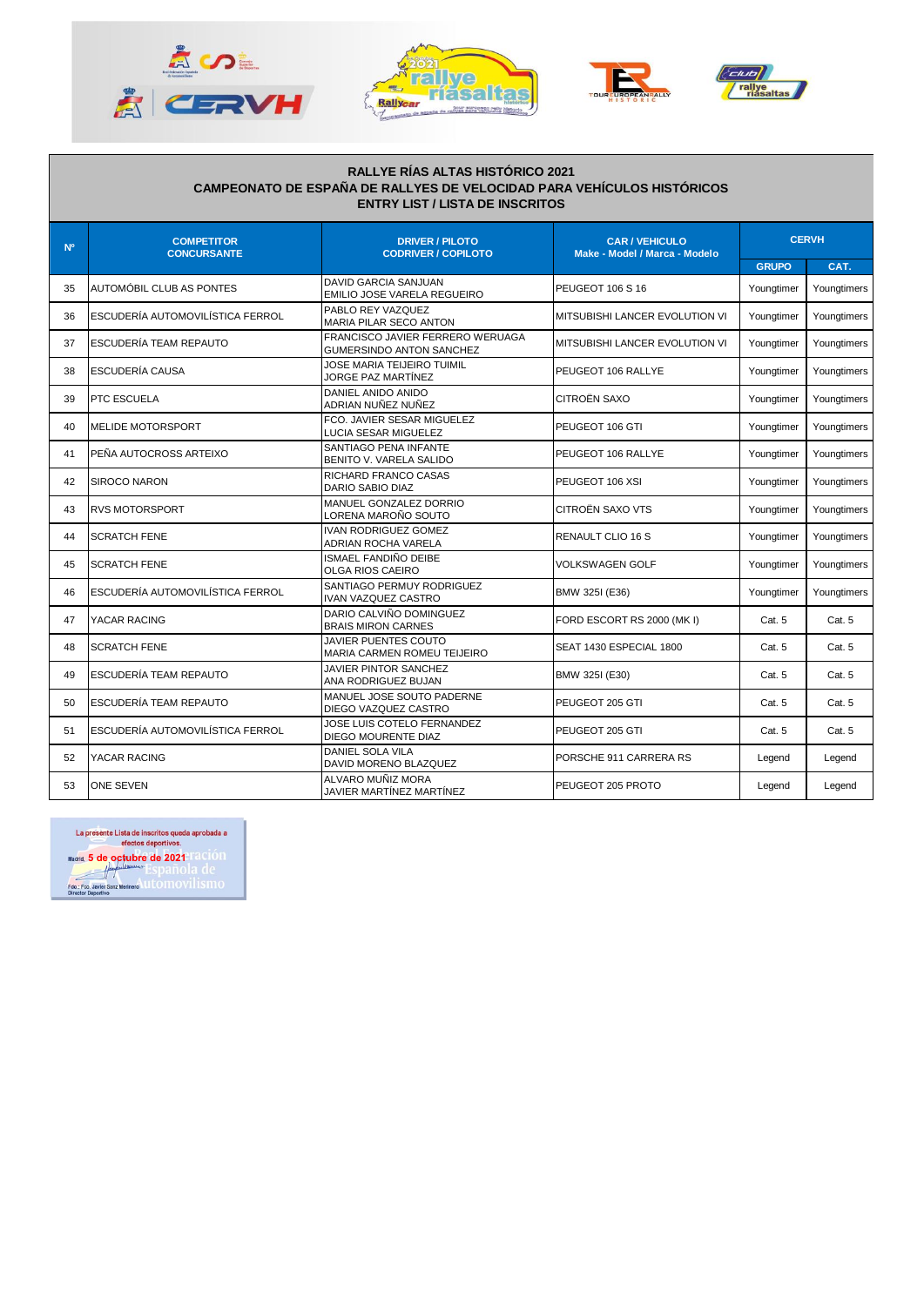**RALLYE RÍAS ALTAS HISTÓRICO 2021**
**CAMPEONATO DE ESPAÑA DE RALLYES DE VELOCIDAD PARA VEHÍCULOS HISTÓRICOS**
**ENTRY LIST / LISTA DE INSCRITOS**

| Nº | COMPETITOR CONCURSANTE | DRIVER / PILOTO CODRIVER / COPILOTO | CAR / VEHICULO Make - Model / Marca - Modelo | CERVH | |
|---|---|---|---|---|---|
| | | | | GRUPO | CAT. |
| 35 | AUTOMÓBIL CLUB AS PONTES | DAVID GARCIA SANJUAN<br>EMILIO JOSE VARELA REGUEIRO | PEUGEOT 106 S 16 | Youngtimer | Youngtimers |
| 36 | ESCUDERÍA AUTOMOVILÍSTICA FERROL | PABLO REY VAZQUEZ<br>MARIA PILAR SECO ANTON | MITSUBISHI LANCER EVOLUTION VI | Youngtimer | Youngtimers |
| 37 | ESCUDERÍA TEAM REPAUTO | FRANCISCO JAVIER FERRERO WERUAGA<br>GUMERSINDO ANTON SANCHEZ | MITSUBISHI LANCER EVOLUTION VI | Youngtimer | Youngtimers |
| 38 | ESCUDERÍA CAUSA | JOSE MARIA TEIJEIRO TUIMIL<br>JORGE PAZ MARTÍNEZ | PEUGEOT 106 RALLYE | Youngtimer | Youngtimers |
| 39 | PTC ESCUELA | DANIEL ANIDO ANIDO<br>ADRIAN NUÑEZ NUÑEZ | CITROËN SAXO | Youngtimer | Youngtimers |
| 40 | MELIDE MOTORSPORT | FCO. JAVIER SESAR MIGUELEZ<br>LUCIA SESAR MIGUELEZ | PEUGEOT 106 GTI | Youngtimer | Youngtimers |
| 41 | PEÑA AUTOCROSS ARTEIXO | SANTIAGO PENA INFANTE<br>BENITO V. VARELA SALIDO | PEUGEOT 106 RALLYE | Youngtimer | Youngtimers |
| 42 | SIROCO NARON | RICHARD FRANCO CASAS<br>DARIO SABIO DIAZ | PEUGEOT 106 XSI | Youngtimer | Youngtimers |
| 43 | RVS MOTORSPORT | MANUEL GONZALEZ DORRIO<br>LORENA MAROÑO SOUTO | CITROËN SAXO VTS | Youngtimer | Youngtimers |
| 44 | SCRATCH FENE | IVAN RODRIGUEZ GOMEZ<br>ADRIAN ROCHA VARELA | RENAULT CLIO 16 S | Youngtimer | Youngtimers |
| 45 | SCRATCH FENE | ISMAEL FANDIÑO DEIBE<br>OLGA RIOS CAEIRO | VOLKSWAGEN GOLF | Youngtimer | Youngtimers |
| 46 | ESCUDERÍA AUTOMOVILÍSTICA FERROL | SANTIAGO PERMUY RODRIGUEZ<br>IVAN VAZQUEZ CASTRO | BMW 325I (E36) | Youngtimer | Youngtimers |
| 47 | YACAR RACING | DARIO CALVIÑO DOMINGUEZ<br>BRAIS MIRON CARNES | FORD ESCORT RS 2000 (MK I) | Cat. 5 | Cat. 5 |
| 48 | SCRATCH FENE | JAVIER PUENTES COUTO<br>MARIA CARMEN ROMEU TEIJEIRO | SEAT 1430 ESPECIAL 1800 | Cat. 5 | Cat. 5 |
| 49 | ESCUDERÍA TEAM REPAUTO | JAVIER PINTOR SANCHEZ<br>ANA RODRIGUEZ BUJAN | BMW 325I (E30) | Cat. 5 | Cat. 5 |
| 50 | ESCUDERÍA TEAM REPAUTO | MANUEL JOSE SOUTO PADERNE<br>DIEGO VAZQUEZ CASTRO | PEUGEOT 205 GTI | Cat. 5 | Cat. 5 |
| 51 | ESCUDERÍA AUTOMOVILÍSTICA FERROL | JOSE LUIS COTELO FERNANDEZ<br>DIEGO MOURENTE DIAZ | PEUGEOT 205 GTI | Cat. 5 | Cat. 5 |
| 52 | YACAR RACING | DANIEL SOLA VILA<br>DAVID MORENO BLAZQUEZ | PORSCHE 911 CARRERA RS | Legend | Legend |
| 53 | ONE SEVEN | ALVARO MUÑIZ MORA<br>JAVIER MARTÍNEZ MARTÍNEZ | PEUGEOT 205 PROTO | Legend | Legend |

La presente Lista de inscritos queda aprobada a efectos deportivos.
Madrid, 5 de octubre de 2021
Real Federación Española de Automovilismo
Fdo.: Fco. Javier Sanz Merinero
Director Deportivo